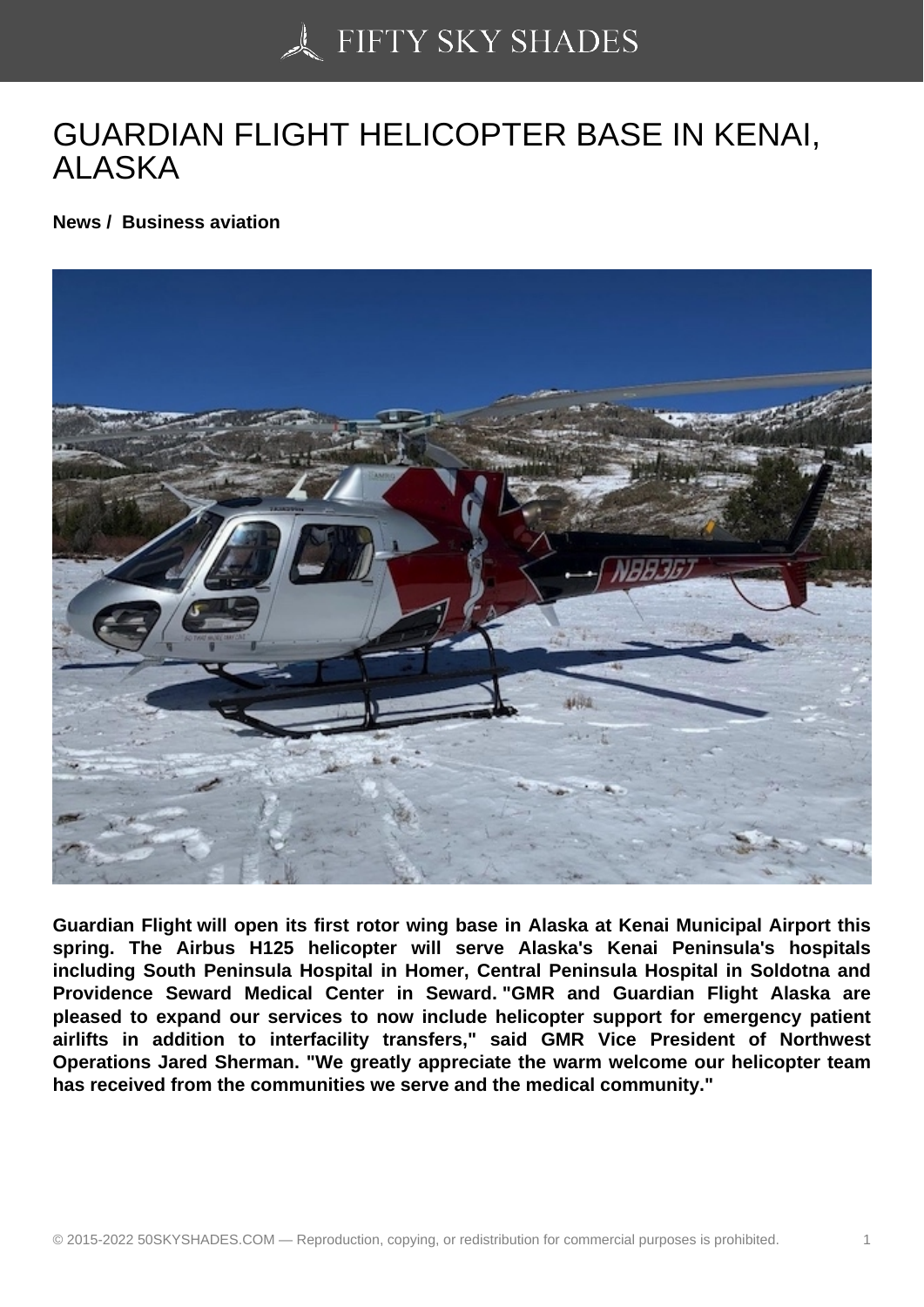# GUARDIAN FLIGHT HELICOPTER BASE IN KENAI, ALASKA

**News / Business aviation**

**Guardian Flight will open its first rotor wing base in Alaska at Kenai Municipal Airport this spring. The Airbus H125 helicopter will serve Alaska's Kenai Peninsula's hospitals including South Peninsula Hospital in Homer, Central Peninsula Hospital in Soldotna and Providence Seward Medical Center in Seward. "GMR and Guardian Flight Alaska are pleased to expand our services to now include helicopter support for emergency patient airlifts in addition to interfacility transfers," said GMR Vice President of Northwest Operations Jared Sherman. "We greatly appreciate the warm welcome our helicopter team has received from the communities we serve and the medical community."**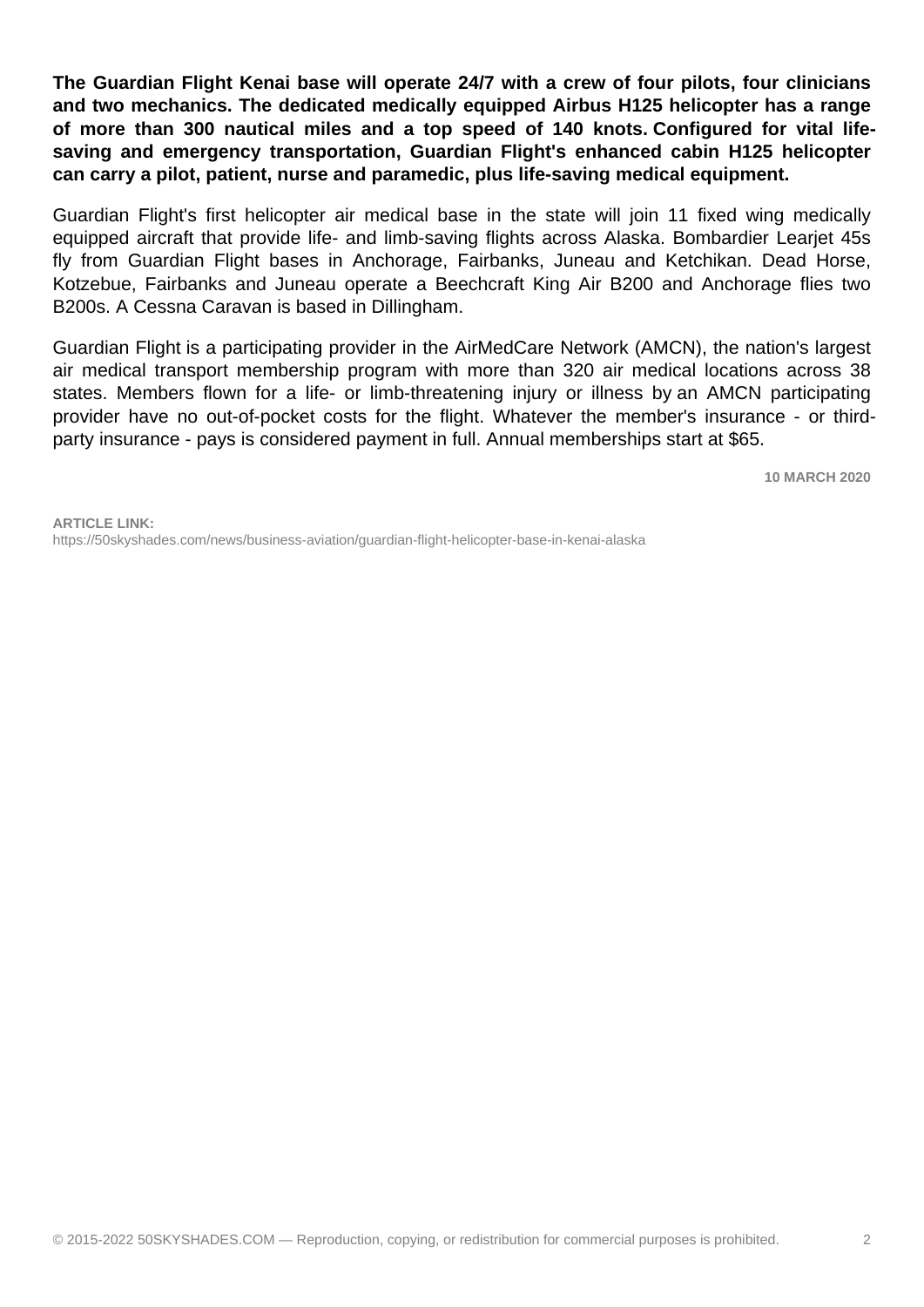**The Guardian Flight Kenai base will operate 24/7 with a crew of four pilots, four clinicians and two mechanics. The dedicated medically equipped Airbus H125 helicopter has a range of more than 300 nautical miles and a top speed of 140 knots. Configured for vital life-saving and emergency transportation, Guardian Flight's enhanced cabin H125 helicopter can carry a pilot, patient, nurse and paramedic, plus life-saving medical equipment.**

Guardian Flight's first helicopter air medical base in the state will join 11 fixed wing medically equipped aircraft that provide life- and limb-saving flights across Alaska. Bombardier Learjet 45s fly from Guardian Flight bases in Anchorage, Fairbanks, Juneau and Ketchikan. Dead Horse, Kotzebue, Fairbanks and Juneau operate a Beechcraft King Air B200 and Anchorage flies two B200s. A Cessna Caravan is based in Dillingham.

Guardian Flight is a participating provider in the AirMedCare Network (AMCN), the nation's largest air medical transport membership program with more than 320 air medical locations across 38 states. Members flown for a life- or limb-threatening injury or illness by an AMCN participating provider have no out-of-pocket costs for the flight. Whatever the member's insurance - or third-party insurance - pays is considered payment in full. Annual memberships start at $65.

**10 MARCH 2020**

**ARTICLE LINK:**
https://50skyshades.com/news/business-aviation/guardian-flight-helicopter-base-in-kenai-alaska

© 2015-2022 50SKYSHADES.COM — Reproduction, copying, or redistribution for commercial purposes is prohibited.